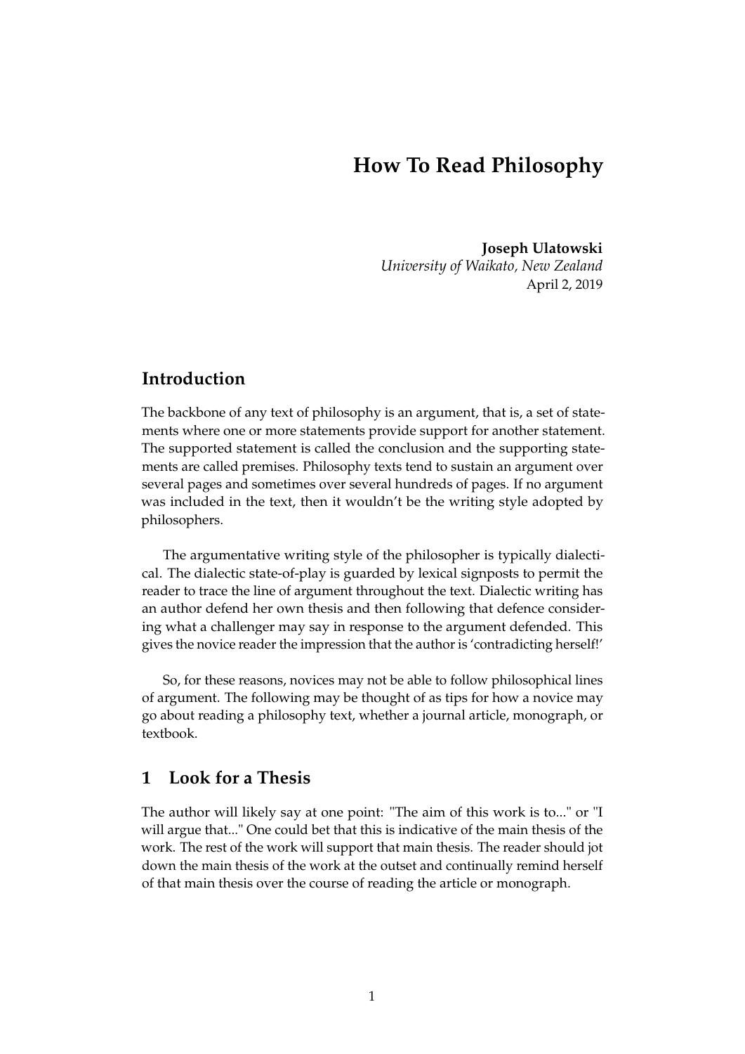# How To Read Philosophy

**Joseph Ulatowski**
*University of Waikato, New Zealand*
April 2, 2019

## Introduction

The backbone of any text of philosophy is an argument, that is, a set of statements where one or more statements provide support for another statement. The supported statement is called the conclusion and the supporting statements are called premises. Philosophy texts tend to sustain an argument over several pages and sometimes over several hundreds of pages. If no argument was included in the text, then it wouldn't be the writing style adopted by philosophers.

The argumentative writing style of the philosopher is typically dialectical. The dialectic state-of-play is guarded by lexical signposts to permit the reader to trace the line of argument throughout the text. Dialectic writing has an author defend her own thesis and then following that defence considering what a challenger may say in response to the argument defended. This gives the novice reader the impression that the author is 'contradicting herself!'

So, for these reasons, novices may not be able to follow philosophical lines of argument. The following may be thought of as tips for how a novice may go about reading a philosophy text, whether a journal article, monograph, or textbook.

## 1 Look for a Thesis

The author will likely say at one point: "The aim of this work is to..." or "I will argue that..." One could bet that this is indicative of the main thesis of the work. The rest of the work will support that main thesis. The reader should jot down the main thesis of the work at the outset and continually remind herself of that main thesis over the course of reading the article or monograph.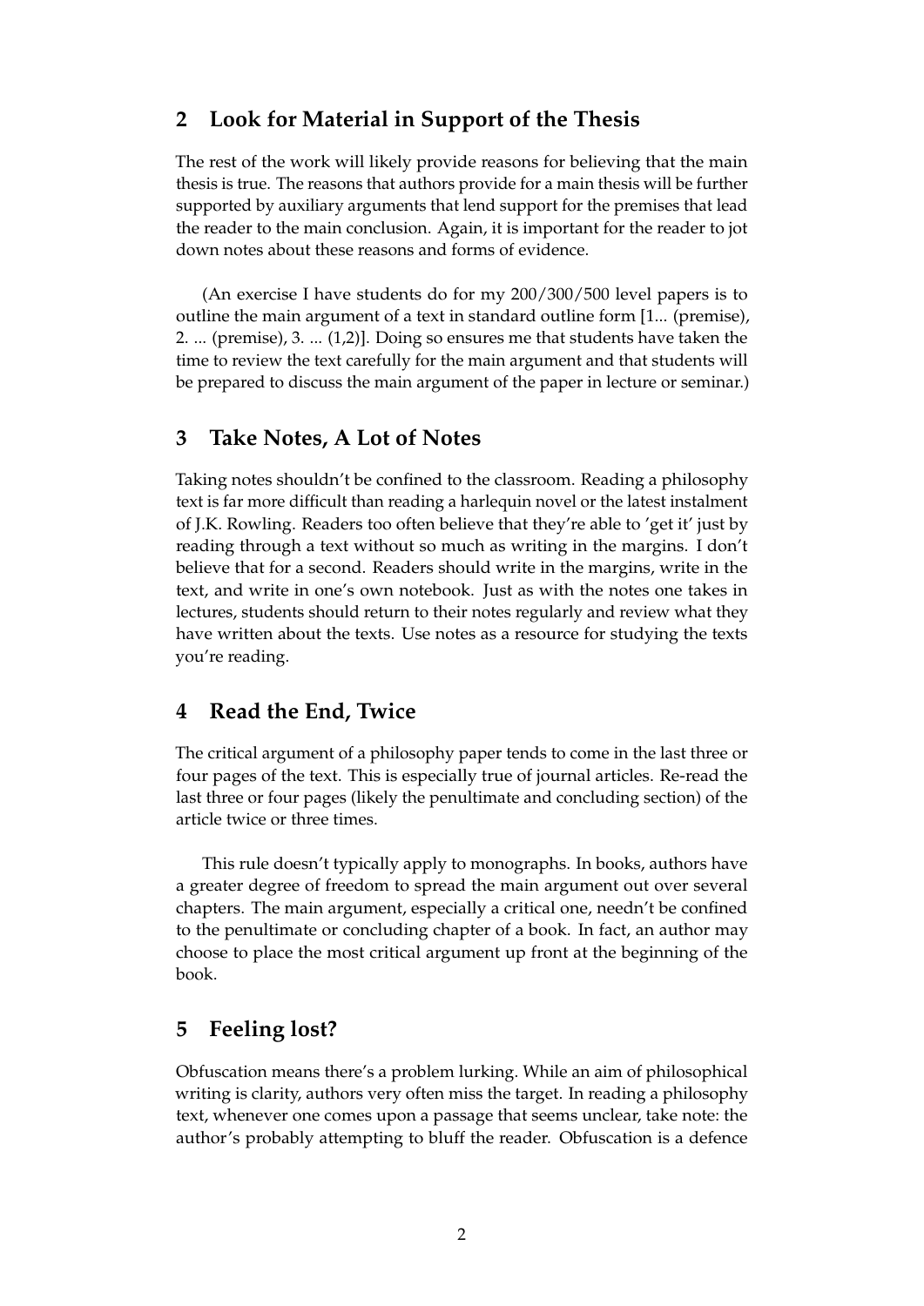## 2 Look for Material in Support of the Thesis

The rest of the work will likely provide reasons for believing that the main thesis is true. The reasons that authors provide for a main thesis will be further supported by auxiliary arguments that lend support for the premises that lead the reader to the main conclusion. Again, it is important for the reader to jot down notes about these reasons and forms of evidence.

(An exercise I have students do for my 200/300/500 level papers is to outline the main argument of a text in standard outline form [1... (premise), 2. ... (premise), 3. ... (1,2)]. Doing so ensures me that students have taken the time to review the text carefully for the main argument and that students will be prepared to discuss the main argument of the paper in lecture or seminar.)

## 3 Take Notes, A Lot of Notes

Taking notes shouldn't be confined to the classroom. Reading a philosophy text is far more difficult than reading a harlequin novel or the latest instalment of J.K. Rowling. Readers too often believe that they're able to 'get it' just by reading through a text without so much as writing in the margins. I don't believe that for a second. Readers should write in the margins, write in the text, and write in one's own notebook. Just as with the notes one takes in lectures, students should return to their notes regularly and review what they have written about the texts. Use notes as a resource for studying the texts you're reading.

## 4 Read the End, Twice

The critical argument of a philosophy paper tends to come in the last three or four pages of the text. This is especially true of journal articles. Re-read the last three or four pages (likely the penultimate and concluding section) of the article twice or three times.

This rule doesn't typically apply to monographs. In books, authors have a greater degree of freedom to spread the main argument out over several chapters. The main argument, especially a critical one, needn't be confined to the penultimate or concluding chapter of a book. In fact, an author may choose to place the most critical argument up front at the beginning of the book.

## 5 Feeling lost?

Obfuscation means there's a problem lurking. While an aim of philosophical writing is clarity, authors very often miss the target. In reading a philosophy text, whenever one comes upon a passage that seems unclear, take note: the author's probably attempting to bluff the reader. Obfuscation is a defence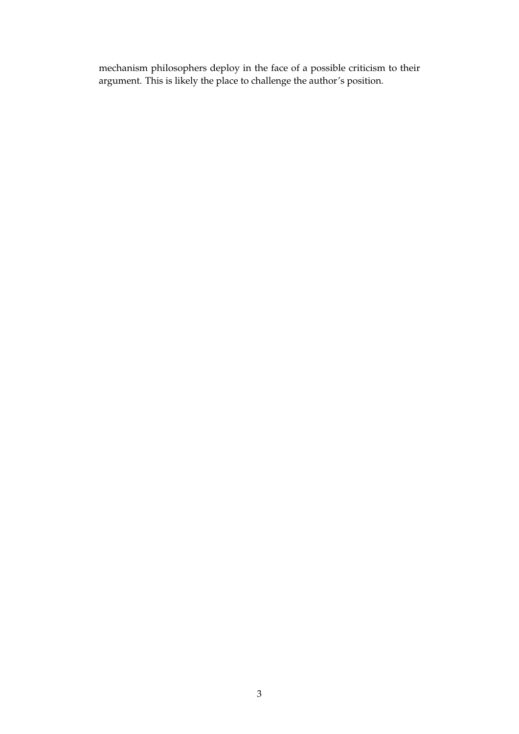mechanism philosophers deploy in the face of a possible criticism to their argument. This is likely the place to challenge the author's position.